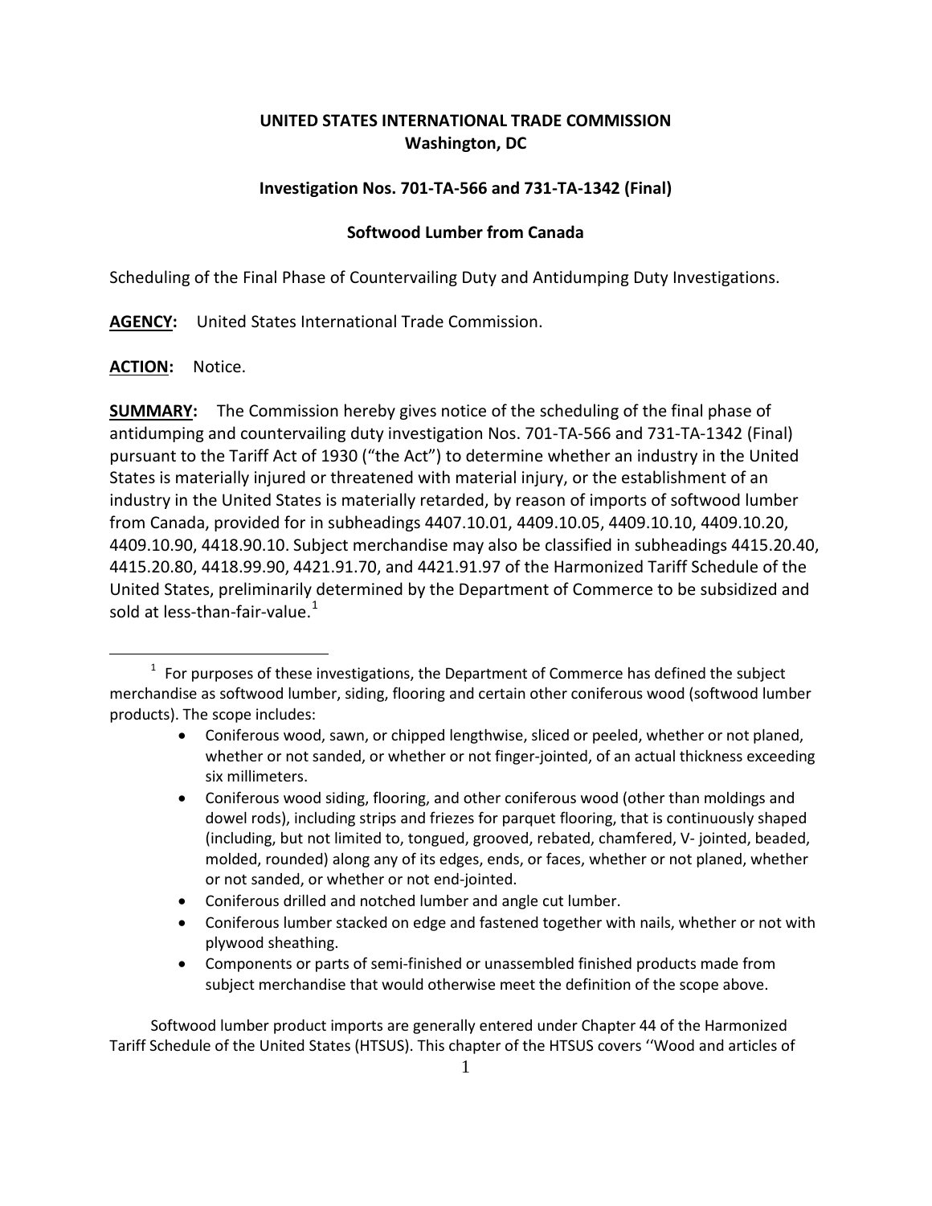**UNITED STATES INTERNATIONAL TRADE COMMISSION**
**Washington, DC**

**Investigation Nos. 701-TA-566 and 731-TA-1342 (Final)**

**Softwood Lumber from Canada**

Scheduling of the Final Phase of Countervailing Duty and Antidumping Duty Investigations.

**AGENCY:** United States International Trade Commission.

**ACTION:** Notice.

**SUMMARY:** The Commission hereby gives notice of the scheduling of the final phase of antidumping and countervailing duty investigation Nos. 701-TA-566 and 731-TA-1342 (Final) pursuant to the Tariff Act of 1930 ("the Act") to determine whether an industry in the United States is materially injured or threatened with material injury, or the establishment of an industry in the United States is materially retarded, by reason of imports of softwood lumber from Canada, provided for in subheadings 4407.10.01, 4409.10.05, 4409.10.10, 4409.10.20, 4409.10.90, 4418.90.10. Subject merchandise may also be classified in subheadings 4415.20.40, 4415.20.80, 4418.99.90, 4421.91.70, and 4421.91.97 of the Harmonized Tariff Schedule of the United States, preliminarily determined by the Department of Commerce to be subsidized and sold at less-than-fair-value.[1]

---

[1] For purposes of these investigations, the Department of Commerce has defined the subject merchandise as softwood lumber, siding, flooring and certain other coniferous wood (softwood lumber products). The scope includes:

- Coniferous wood, sawn, or chipped lengthwise, sliced or peeled, whether or not planed, whether or not sanded, or whether or not finger-jointed, of an actual thickness exceeding six millimeters.
- Coniferous wood siding, flooring, and other coniferous wood (other than moldings and dowel rods), including strips and friezes for parquet flooring, that is continuously shaped (including, but not limited to, tongued, grooved, rebated, chamfered, V- jointed, beaded, molded, rounded) along any of its edges, ends, or faces, whether or not planed, whether or not sanded, or whether or not end-jointed.
- Coniferous drilled and notched lumber and angle cut lumber.
- Coniferous lumber stacked on edge and fastened together with nails, whether or not with plywood sheathing.
- Components or parts of semi-finished or unassembled finished products made from subject merchandise that would otherwise meet the definition of the scope above.

Softwood lumber product imports are generally entered under Chapter 44 of the Harmonized Tariff Schedule of the United States (HTSUS). This chapter of the HTSUS covers ''Wood and articles of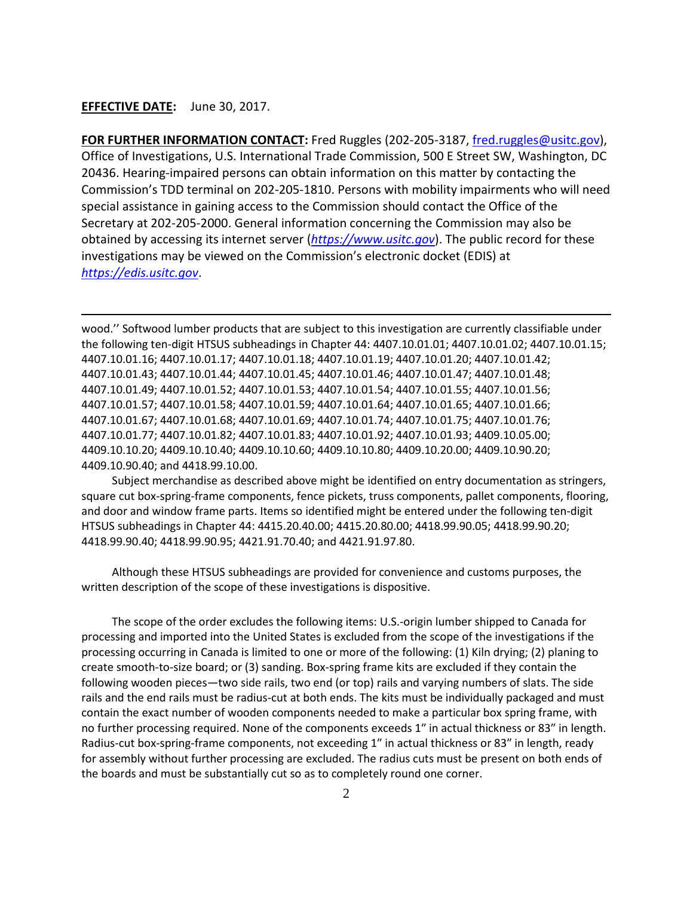**EFFECTIVE DATE:** June 30, 2017.

**FOR FURTHER INFORMATION CONTACT:** Fred Ruggles (202-205-3187, fred.ruggles@usitc.gov), Office of Investigations, U.S. International Trade Commission, 500 E Street SW, Washington, DC 20436. Hearing-impaired persons can obtain information on this matter by contacting the Commission's TDD terminal on 202-205-1810. Persons with mobility impairments who will need special assistance in gaining access to the Commission should contact the Office of the Secretary at 202-205-2000. General information concerning the Commission may also be obtained by accessing its internet server (*https://www.usitc.gov*). The public record for these investigations may be viewed on the Commission's electronic docket (EDIS) at *https://edis.usitc.gov*.

---

wood.'' Softwood lumber products that are subject to this investigation are currently classifiable under the following ten-digit HTSUS subheadings in Chapter 44: 4407.10.01.01; 4407.10.01.02; 4407.10.01.15; 4407.10.01.16; 4407.10.01.17; 4407.10.01.18; 4407.10.01.19; 4407.10.01.20; 4407.10.01.42; 4407.10.01.43; 4407.10.01.44; 4407.10.01.45; 4407.10.01.46; 4407.10.01.47; 4407.10.01.48; 4407.10.01.49; 4407.10.01.52; 4407.10.01.53; 4407.10.01.54; 4407.10.01.55; 4407.10.01.56; 4407.10.01.57; 4407.10.01.58; 4407.10.01.59; 4407.10.01.64; 4407.10.01.65; 4407.10.01.66; 4407.10.01.67; 4407.10.01.68; 4407.10.01.69; 4407.10.01.74; 4407.10.01.75; 4407.10.01.76; 4407.10.01.77; 4407.10.01.82; 4407.10.01.83; 4407.10.01.92; 4407.10.01.93; 4409.10.05.00; 4409.10.10.20; 4409.10.10.40; 4409.10.10.60; 4409.10.10.80; 4409.10.20.00; 4409.10.90.20; 4409.10.90.40; and 4418.99.10.00.

Subject merchandise as described above might be identified on entry documentation as stringers, square cut box-spring-frame components, fence pickets, truss components, pallet components, flooring, and door and window frame parts. Items so identified might be entered under the following ten-digit HTSUS subheadings in Chapter 44: 4415.20.40.00; 4415.20.80.00; 4418.99.90.05; 4418.99.90.20; 4418.99.90.40; 4418.99.90.95; 4421.91.70.40; and 4421.91.97.80.

Although these HTSUS subheadings are provided for convenience and customs purposes, the written description of the scope of these investigations is dispositive.

The scope of the order excludes the following items: U.S.-origin lumber shipped to Canada for processing and imported into the United States is excluded from the scope of the investigations if the processing occurring in Canada is limited to one or more of the following: (1) Kiln drying; (2) planing to create smooth-to-size board; or (3) sanding. Box-spring frame kits are excluded if they contain the following wooden pieces—two side rails, two end (or top) rails and varying numbers of slats. The side rails and the end rails must be radius-cut at both ends. The kits must be individually packaged and must contain the exact number of wooden components needed to make a particular box spring frame, with no further processing required. None of the components exceeds 1" in actual thickness or 83" in length. Radius-cut box-spring-frame components, not exceeding 1" in actual thickness or 83" in length, ready for assembly without further processing are excluded. The radius cuts must be present on both ends of the boards and must be substantially cut so as to completely round one corner.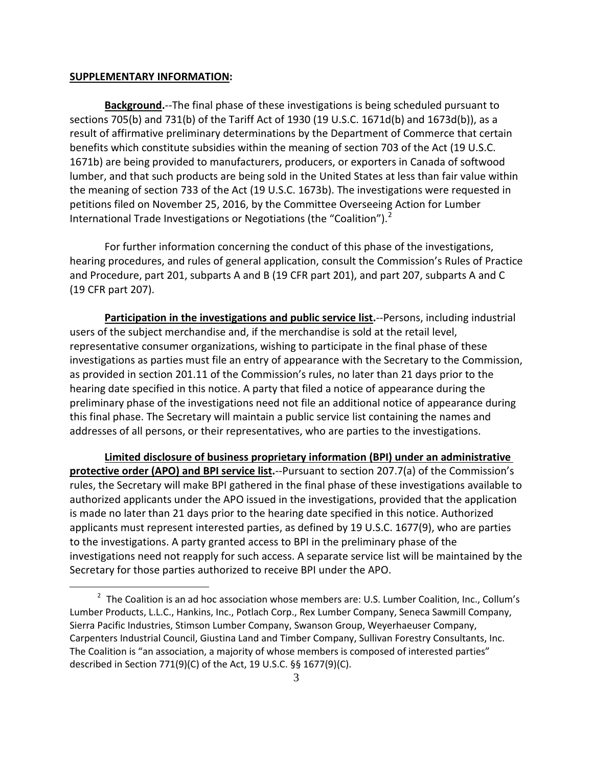**SUPPLEMENTARY INFORMATION:**

**Background.**--The final phase of these investigations is being scheduled pursuant to sections 705(b) and 731(b) of the Tariff Act of 1930 (19 U.S.C. 1671d(b) and 1673d(b)), as a result of affirmative preliminary determinations by the Department of Commerce that certain benefits which constitute subsidies within the meaning of section 703 of the Act (19 U.S.C. 1671b) are being provided to manufacturers, producers, or exporters in Canada of softwood lumber, and that such products are being sold in the United States at less than fair value within the meaning of section 733 of the Act (19 U.S.C. 1673b). The investigations were requested in petitions filed on November 25, 2016, by the Committee Overseeing Action for Lumber International Trade Investigations or Negotiations (the "Coalition").[2]

For further information concerning the conduct of this phase of the investigations, hearing procedures, and rules of general application, consult the Commission's Rules of Practice and Procedure, part 201, subparts A and B (19 CFR part 201), and part 207, subparts A and C (19 CFR part 207).

**Participation in the investigations and public service list.**--Persons, including industrial users of the subject merchandise and, if the merchandise is sold at the retail level, representative consumer organizations, wishing to participate in the final phase of these investigations as parties must file an entry of appearance with the Secretary to the Commission, as provided in section 201.11 of the Commission's rules, no later than 21 days prior to the hearing date specified in this notice. A party that filed a notice of appearance during the preliminary phase of the investigations need not file an additional notice of appearance during this final phase. The Secretary will maintain a public service list containing the names and addresses of all persons, or their representatives, who are parties to the investigations.

**Limited disclosure of business proprietary information (BPI) under an administrative protective order (APO) and BPI service list.**--Pursuant to section 207.7(a) of the Commission's rules, the Secretary will make BPI gathered in the final phase of these investigations available to authorized applicants under the APO issued in the investigations, provided that the application is made no later than 21 days prior to the hearing date specified in this notice. Authorized applicants must represent interested parties, as defined by 19 U.S.C. 1677(9), who are parties to the investigations. A party granted access to BPI in the preliminary phase of the investigations need not reapply for such access. A separate service list will be maintained by the Secretary for those parties authorized to receive BPI under the APO.

---

[2] The Coalition is an ad hoc association whose members are: U.S. Lumber Coalition, Inc., Collum's Lumber Products, L.L.C., Hankins, Inc., Potlach Corp., Rex Lumber Company, Seneca Sawmill Company, Sierra Pacific Industries, Stimson Lumber Company, Swanson Group, Weyerhaeuser Company, Carpenters Industrial Council, Giustina Land and Timber Company, Sullivan Forestry Consultants, Inc. The Coalition is "an association, a majority of whose members is composed of interested parties" described in Section 771(9)(C) of the Act, 19 U.S.C. §§ 1677(9)(C).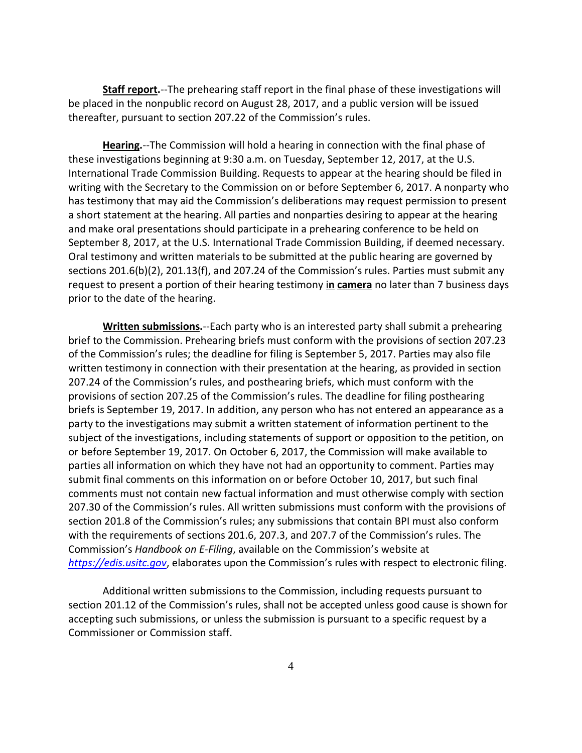**Staff report.**--The prehearing staff report in the final phase of these investigations will be placed in the nonpublic record on August 28, 2017, and a public version will be issued thereafter, pursuant to section 207.22 of the Commission's rules.

**Hearing.**--The Commission will hold a hearing in connection with the final phase of these investigations beginning at 9:30 a.m. on Tuesday, September 12, 2017, at the U.S. International Trade Commission Building. Requests to appear at the hearing should be filed in writing with the Secretary to the Commission on or before September 6, 2017. A nonparty who has testimony that may aid the Commission's deliberations may request permission to present a short statement at the hearing. All parties and nonparties desiring to appear at the hearing and make oral presentations should participate in a prehearing conference to be held on September 8, 2017, at the U.S. International Trade Commission Building, if deemed necessary. Oral testimony and written materials to be submitted at the public hearing are governed by sections 201.6(b)(2), 201.13(f), and 207.24 of the Commission's rules. Parties must submit any request to present a portion of their hearing testimony **in camera** no later than 7 business days prior to the date of the hearing.

**Written submissions.**--Each party who is an interested party shall submit a prehearing brief to the Commission. Prehearing briefs must conform with the provisions of section 207.23 of the Commission's rules; the deadline for filing is September 5, 2017. Parties may also file written testimony in connection with their presentation at the hearing, as provided in section 207.24 of the Commission's rules, and posthearing briefs, which must conform with the provisions of section 207.25 of the Commission's rules. The deadline for filing posthearing briefs is September 19, 2017. In addition, any person who has not entered an appearance as a party to the investigations may submit a written statement of information pertinent to the subject of the investigations, including statements of support or opposition to the petition, on or before September 19, 2017. On October 6, 2017, the Commission will make available to parties all information on which they have not had an opportunity to comment. Parties may submit final comments on this information on or before October 10, 2017, but such final comments must not contain new factual information and must otherwise comply with section 207.30 of the Commission's rules. All written submissions must conform with the provisions of section 201.8 of the Commission's rules; any submissions that contain BPI must also conform with the requirements of sections 201.6, 207.3, and 207.7 of the Commission's rules. The Commission's *Handbook on E-Filing*, available on the Commission's website at *https://edis.usitc.gov*, elaborates upon the Commission's rules with respect to electronic filing.

Additional written submissions to the Commission, including requests pursuant to section 201.12 of the Commission's rules, shall not be accepted unless good cause is shown for accepting such submissions, or unless the submission is pursuant to a specific request by a Commissioner or Commission staff.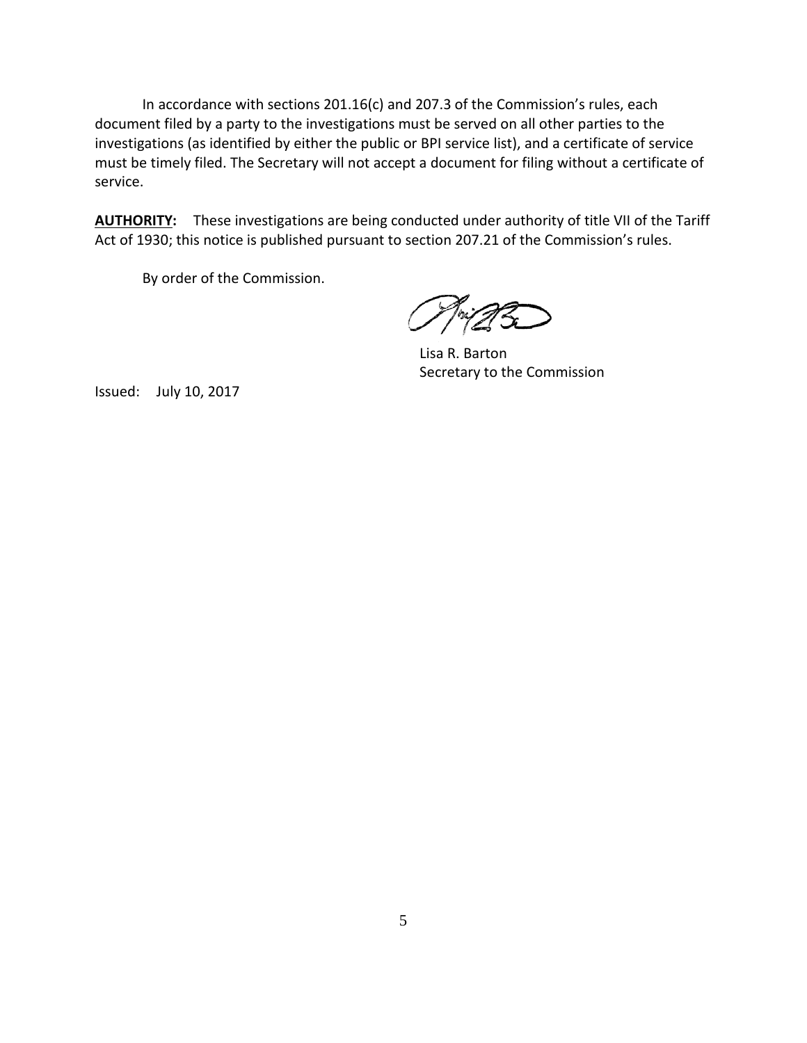In accordance with sections 201.16(c) and 207.3 of the Commission's rules, each document filed by a party to the investigations must be served on all other parties to the investigations (as identified by either the public or BPI service list), and a certificate of service must be timely filed. The Secretary will not accept a document for filing without a certificate of service.

**AUTHORITY:** These investigations are being conducted under authority of title VII of the Tariff Act of 1930; this notice is published pursuant to section 207.21 of the Commission's rules.

By order of the Commission.

Lisa R. Barton
Secretary to the Commission

Issued: July 10, 2017